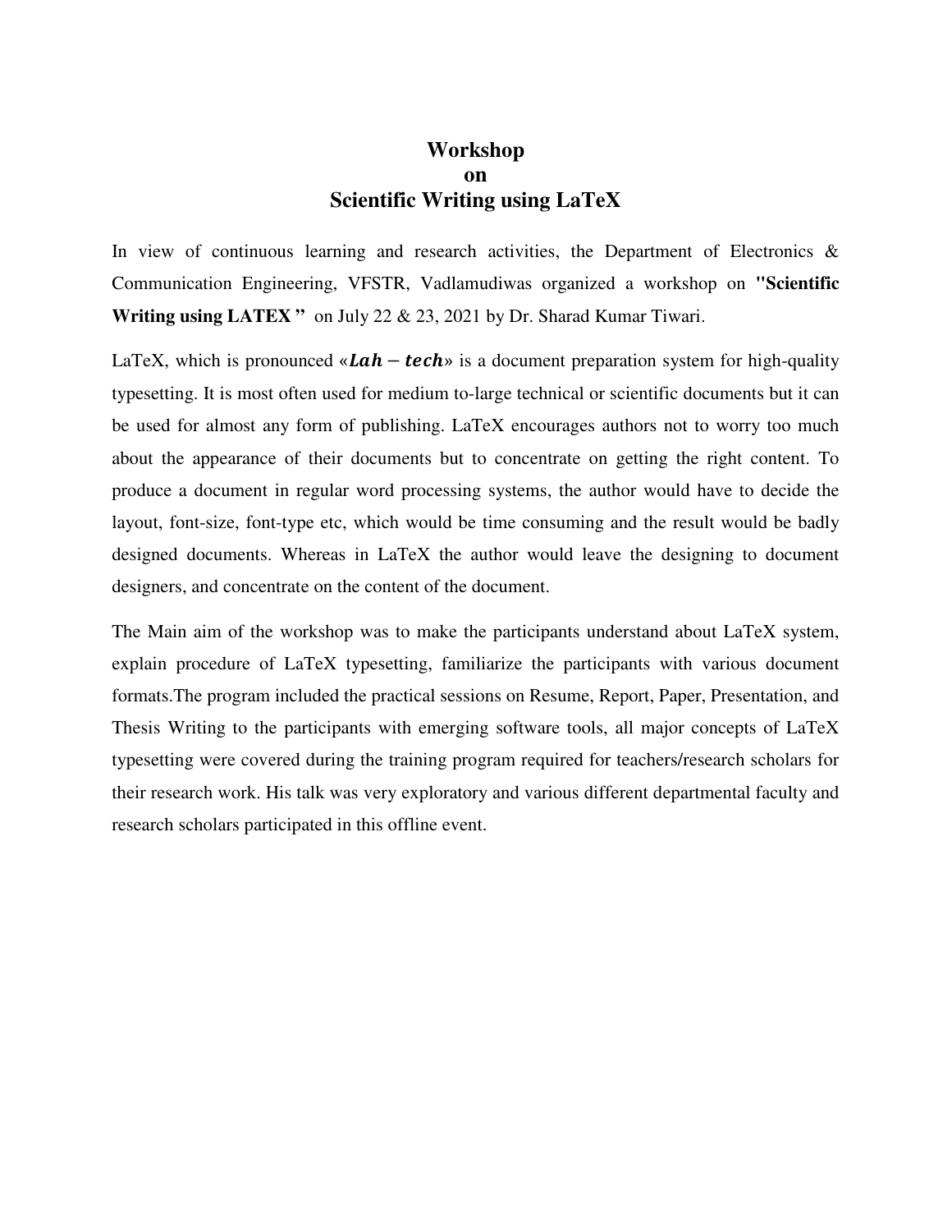# Workshop on Scientific Writing using LaTeX

In view of continuous learning and research activities, the Department of Electronics & Communication Engineering, VFSTR, Vadlamudiwas organized a workshop on **"Scientific Writing using LATEX "** on July 22 & 23, 2021 by Dr. Sharad Kumar Tiwari.

LaTeX, which is pronounced «$\boldsymbol{Lah - tech}$» is a document preparation system for high-quality typesetting. It is most often used for medium to-large technical or scientific documents but it can be used for almost any form of publishing. LaTeX encourages authors not to worry too much about the appearance of their documents but to concentrate on getting the right content. To produce a document in regular word processing systems, the author would have to decide the layout, font-size, font-type etc, which would be time consuming and the result would be badly designed documents. Whereas in LaTeX the author would leave the designing to document designers, and concentrate on the content of the document.

The Main aim of the workshop was to make the participants understand about LaTeX system, explain procedure of LaTeX typesetting, familiarize the participants with various document formats.The program included the practical sessions on Resume, Report, Paper, Presentation, and Thesis Writing to the participants with emerging software tools, all major concepts of LaTeX typesetting were covered during the training program required for teachers/research scholars for their research work. His talk was very exploratory and various different departmental faculty and research scholars participated in this offline event.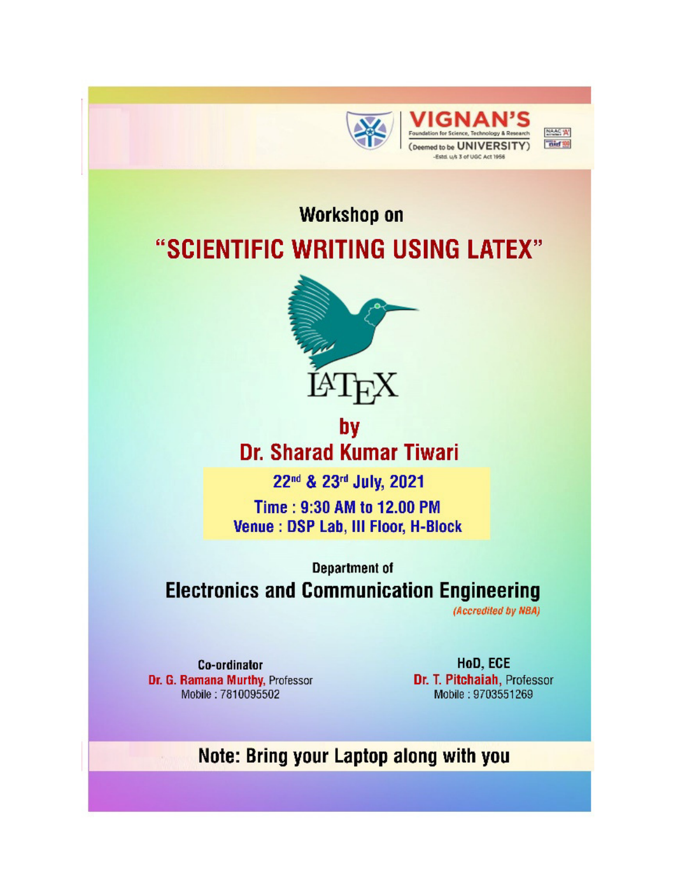VIGNAN'S
Foundation for Science, Technology & Research
(Deemed to be UNIVERSITY)
-Estd. u/s 3 of UGC Act 1956

# Workshop on

# "SCIENTIFIC WRITING USING LATEX"

LaTeX

## by

## Dr. Sharad Kumar Tiwari

**22nd & 23rd July, 2021**

**Time : 9:30 AM to 12.00 PM**

**Venue : DSP Lab, III Floor, H-Block**

**Department of**

## Electronics and Communication Engineering

*(Accredited by NBA)*

**Co-ordinator**
**Dr. G. Ramana Murthy,** Professor
Mobile : 7810095502

**HoD, ECE**
**Dr. T. Pitchaiah,** Professor
Mobile : 9703551269

**Note: Bring your Laptop along with you**